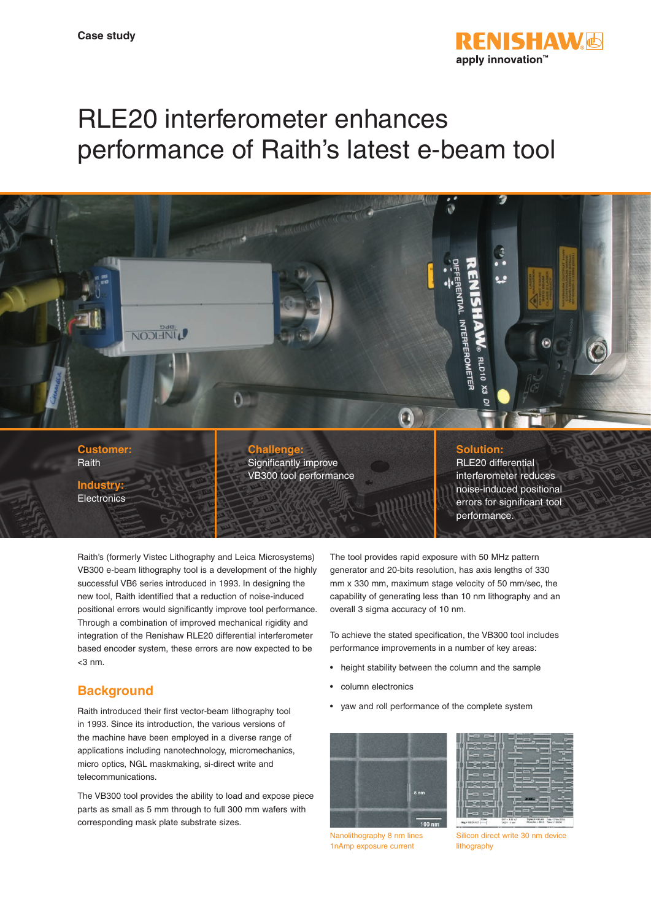Case study

# RLE20 interferometer enhances performance of Raith's latest e-beam tool

**Customer:**
Raith

**Industry:**
Electronics

**Challenge:**
Significantly improve VB300 tool performance

**Solution:**
RLE20 differential interferometer reduces noise-induced positional errors for significant tool performance.

Raith's (formerly Vistec Lithography and Leica Microsystems) VB300 e-beam lithography tool is a development of the highly successful VB6 series introduced in 1993. In designing the new tool, Raith identified that a reduction of noise-induced positional errors would significantly improve tool performance. Through a combination of improved mechanical rigidity and integration of the Renishaw RLE20 differential interferometer based encoder system, these errors are now expected to be <3 nm.

## Background

Raith introduced their first vector-beam lithography tool in 1993. Since its introduction, the various versions of the machine have been employed in a diverse range of applications including nanotechnology, micromechanics, micro optics, NGL maskmaking, si-direct write and telecommunications.

The VB300 tool provides the ability to load and expose piece parts as small as 5 mm through to full 300 mm wafers with corresponding mask plate substrate sizes.

The tool provides rapid exposure with 50 MHz pattern generator and 20-bits resolution, has axis lengths of 330 mm x 330 mm, maximum stage velocity of 50 mm/sec, the capability of generating less than 10 nm lithography and an overall 3 sigma accuracy of 10 nm.

To achieve the stated specification, the VB300 tool includes performance improvements in a number of key areas:

- height stability between the column and the sample
- column electronics
- yaw and roll performance of the complete system

Nanolithography 8 nm lines 1nAmp exposure current

Silicon direct write 30 nm device lithography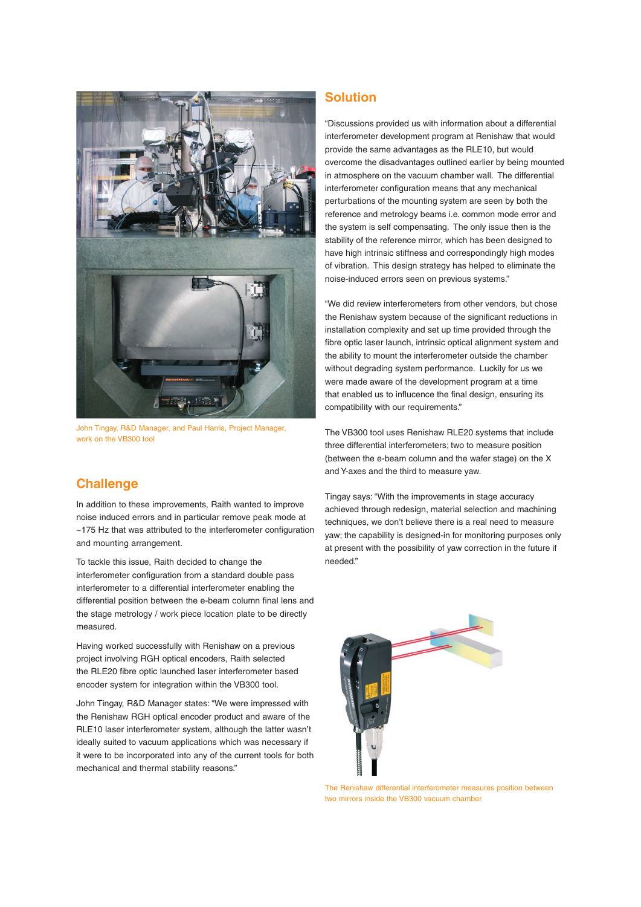John Tingay, R&D Manager, and Paul Harris, Project Manager, work on the VB300 tool

## Challenge

In addition to these improvements, Raith wanted to improve noise induced errors and in particular remove peak mode at ~175 Hz that was attributed to the interferometer configuration and mounting arrangement.

To tackle this issue, Raith decided to change the interferometer configuration from a standard double pass interferometer to a differential interferometer enabling the differential position between the e-beam column final lens and the stage metrology / work piece location plate to be directly measured.

Having worked successfully with Renishaw on a previous project involving RGH optical encoders, Raith selected the RLE20 fibre optic launched laser interferometer based encoder system for integration within the VB300 tool.

John Tingay, R&D Manager states: "We were impressed with the Renishaw RGH optical encoder product and aware of the RLE10 laser interferometer system, although the latter wasn't ideally suited to vacuum applications which was necessary if it were to be incorporated into any of the current tools for both mechanical and thermal stability reasons."

## Solution

"Discussions provided us with information about a differential interferometer development program at Renishaw that would provide the same advantages as the RLE10, but would overcome the disadvantages outlined earlier by being mounted in atmosphere on the vacuum chamber wall. The differential interferometer configuration means that any mechanical perturbations of the mounting system are seen by both the reference and metrology beams i.e. common mode error and the system is self compensating. The only issue then is the stability of the reference mirror, which has been designed to have high intrinsic stiffness and correspondingly high modes of vibration. This design strategy has helped to eliminate the noise-induced errors seen on previous systems."

"We did review interferometers from other vendors, but chose the Renishaw system because of the significant reductions in installation complexity and set up time provided through the fibre optic laser launch, intrinsic optical alignment system and the ability to mount the interferometer outside the chamber without degrading system performance. Luckily for us we were made aware of the development program at a time that enabled us to influence the final design, ensuring its compatibility with our requirements."

The VB300 tool uses Renishaw RLE20 systems that include three differential interferometers; two to measure position (between the e-beam column and the wafer stage) on the X and Y-axes and the third to measure yaw.

Tingay says: "With the improvements in stage accuracy achieved through redesign, material selection and machining techniques, we don't believe there is a real need to measure yaw; the capability is designed-in for monitoring purposes only at present with the possibility of yaw correction in the future if needed."

The Renishaw differential interferometer measures position between two mirrors inside the VB300 vacuum chamber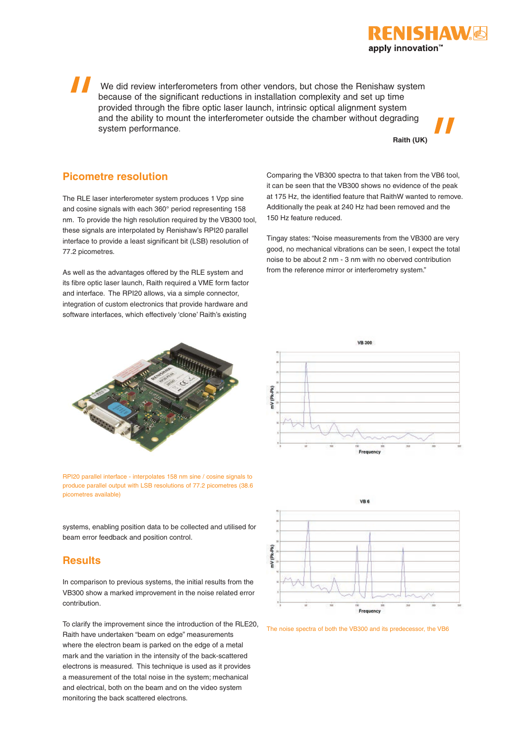> We did review interferometers from other vendors, but chose the Renishaw system because of the significant reductions in installation complexity and set up time provided through the fibre optic laser launch, intrinsic optical alignment system and the ability to mount the interferometer outside the chamber without degrading system performance.
>
> **Raith (UK)**

## Picometre resolution

The RLE laser interferometer system produces 1 Vpp sine and cosine signals with each 360° period representing 158 nm. To provide the high resolution required by the VB300 tool, these signals are interpolated by Renishaw's RPI20 parallel interface to provide a least significant bit (LSB) resolution of 77.2 picometres.

As well as the advantages offered by the RLE system and its fibre optic laser launch, Raith required a VME form factor and interface. The RPI20 allows, via a simple connector, integration of custom electronics that provide hardware and software interfaces, which effectively 'clone' Raith's existing systems, enabling position data to be collected and utilised for beam error feedback and position control.

RPI20 parallel interface - interpolates 158 nm sine / cosine signals to produce parallel output with LSB resolutions of 77.2 picometres (38.6 picometres available)

## Results

In comparison to previous systems, the initial results from the VB300 show a marked improvement in the noise related error contribution.

To clarify the improvement since the introduction of the RLE20, Raith have undertaken "beam on edge" measurements where the electron beam is parked on the edge of a metal mark and the variation in the intensity of the back-scattered electrons is measured. This technique is used as it provides a measurement of the total noise in the system; mechanical and electrical, both on the beam and on the video system monitoring the back scattered electrons.

Comparing the VB300 spectra to that taken from the VB6 tool, it can be seen that the VB300 shows no evidence of the peak at 175 Hz, the identified feature that RaithW wanted to remove. Additionally the peak at 240 Hz had been removed and the 150 Hz feature reduced.

Tingay states: "Noise measurements from the VB300 are very good, no mechanical vibrations can be seen, I expect the total noise to be about 2 nm - 3 nm with no oberved contribution from the reference mirror or interferometry system."

The noise spectra of both the VB300 and its predecessor, the VB6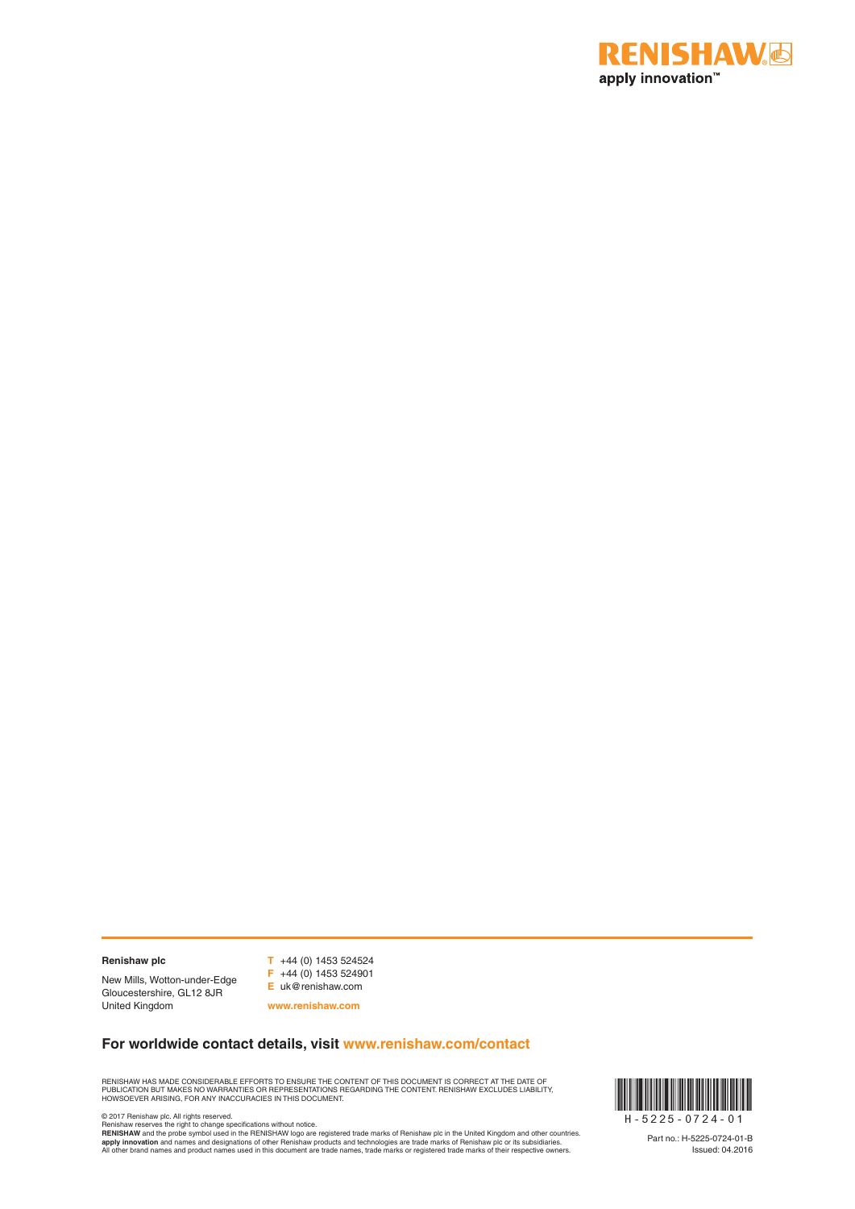**RENISHAW**
apply innovation™

**Renishaw plc**

New Mills, Wotton-under-Edge
Gloucestershire, GL12 8JR
United Kingdom

**T** +44 (0) 1453 524524
**F** +44 (0) 1453 524901
**E** uk@renishaw.com

**www.renishaw.com**

## For worldwide contact details, visit www.renishaw.com/contact

RENISHAW HAS MADE CONSIDERABLE EFFORTS TO ENSURE THE CONTENT OF THIS DOCUMENT IS CORRECT AT THE DATE OF PUBLICATION BUT MAKES NO WARRANTIES OR REPRESENTATIONS REGARDING THE CONTENT. RENISHAW EXCLUDES LIABILITY, HOWSOEVER ARISING, FOR ANY INACCURACIES IN THIS DOCUMENT.

© 2017 Renishaw plc. All rights reserved.
Renishaw reserves the right to change specifications without notice.
**RENISHAW** and the probe symbol used in the RENISHAW logo are registered trade marks of Renishaw plc in the United Kingdom and other countries.
**apply innovation** and names and designations of other Renishaw products and technologies are trade marks of Renishaw plc or its subsidiaries.
All other brand names and product names used in this document are trade names, trade marks or registered trade marks of their respective owners.

H-5225-0724-01

Part no.: H-5225-0724-01-B
Issued: 04.2016